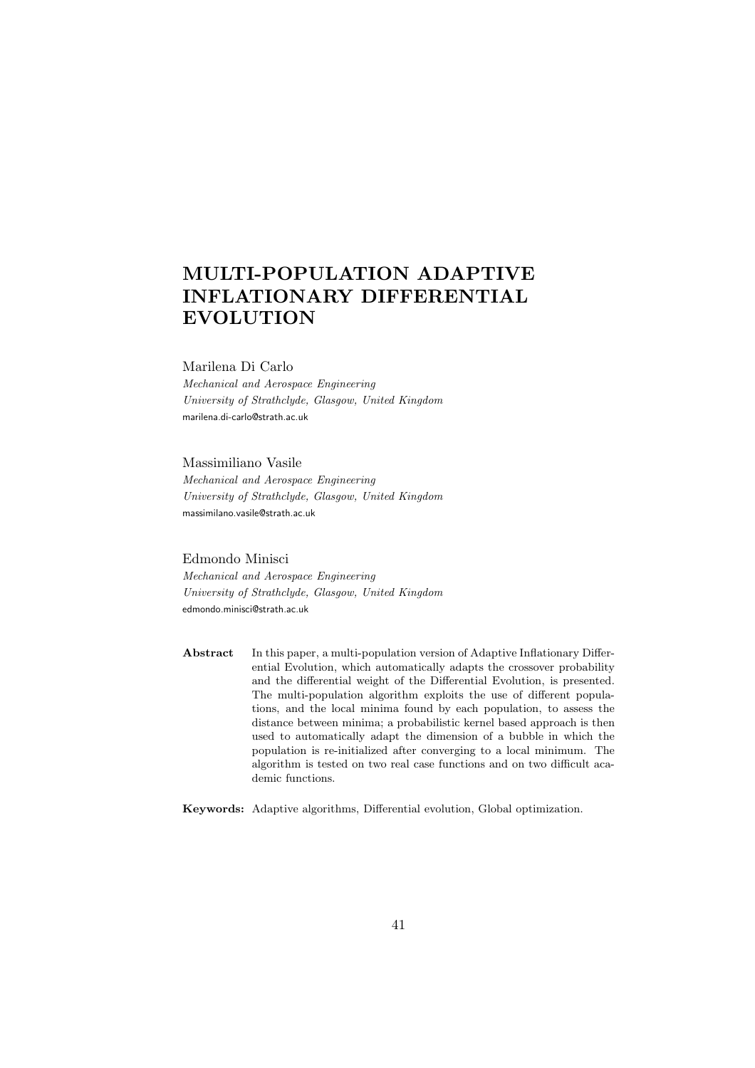# MULTI-POPULATION ADAPTIVE INFLATIONARY DIFFERENTIAL EVOLUTION

Marilena Di Carlo
*Mechanical and Aerospace Engineering*
*University of Strathclyde, Glasgow, United Kingdom*
marilena.di-carlo@strath.ac.uk

Massimiliano Vasile
*Mechanical and Aerospace Engineering*
*University of Strathclyde, Glasgow, United Kingdom*
massimilano.vasile@strath.ac.uk

Edmondo Minisci
*Mechanical and Aerospace Engineering*
*University of Strathclyde, Glasgow, United Kingdom*
edmondo.minisci@strath.ac.uk

**Abstract** In this paper, a multi-population version of Adaptive Inflationary Differential Evolution, which automatically adapts the crossover probability and the differential weight of the Differential Evolution, is presented. The multi-population algorithm exploits the use of different populations, and the local minima found by each population, to assess the distance between minima; a probabilistic kernel based approach is then used to automatically adapt the dimension of a bubble in which the population is re-initialized after converging to a local minimum. The algorithm is tested on two real case functions and on two difficult academic functions.

**Keywords:** Adaptive algorithms, Differential evolution, Global optimization.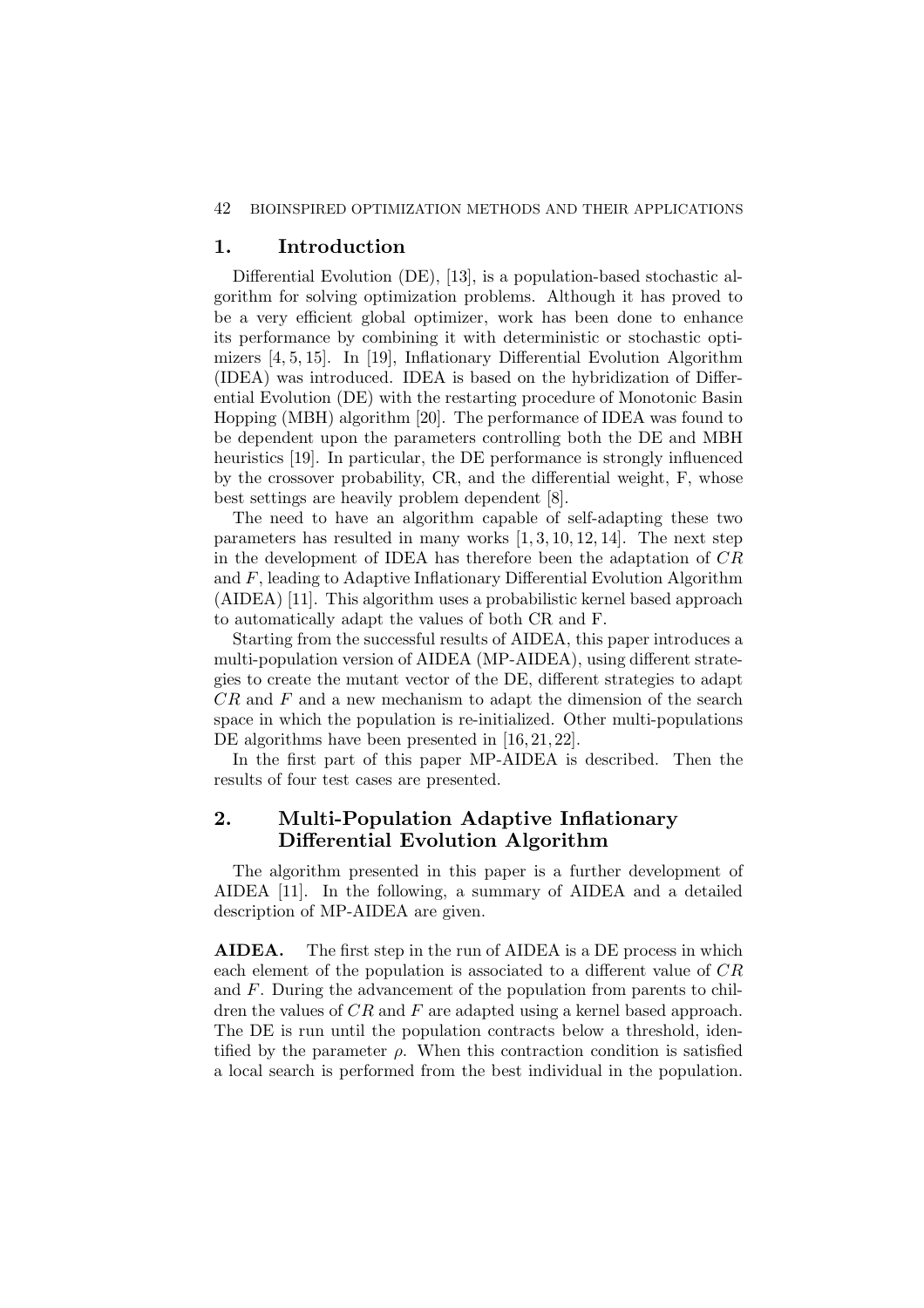## 1. Introduction

Differential Evolution (DE), [13], is a population-based stochastic algorithm for solving optimization problems. Although it has proved to be a very efficient global optimizer, work has been done to enhance its performance by combining it with deterministic or stochastic optimizers [4, 5, 15]. In [19], Inflationary Differential Evolution Algorithm (IDEA) was introduced. IDEA is based on the hybridization of Differential Evolution (DE) with the restarting procedure of Monotonic Basin Hopping (MBH) algorithm [20]. The performance of IDEA was found to be dependent upon the parameters controlling both the DE and MBH heuristics [19]. In particular, the DE performance is strongly influenced by the crossover probability, CR, and the differential weight, F, whose best settings are heavily problem dependent [8].

The need to have an algorithm capable of self-adapting these two parameters has resulted in many works [1, 3, 10, 12, 14]. The next step in the development of IDEA has therefore been the adaptation of $CR$ and $F$, leading to Adaptive Inflationary Differential Evolution Algorithm (AIDEA) [11]. This algorithm uses a probabilistic kernel based approach to automatically adapt the values of both CR and F.

Starting from the successful results of AIDEA, this paper introduces a multi-population version of AIDEA (MP-AIDEA), using different strategies to create the mutant vector of the DE, different strategies to adapt $CR$ and $F$ and a new mechanism to adapt the dimension of the search space in which the population is re-initialized. Other multi-populations DE algorithms have been presented in [16, 21, 22].

In the first part of this paper MP-AIDEA is described. Then the results of four test cases are presented.

## 2. Multi-Population Adaptive Inflationary Differential Evolution Algorithm

The algorithm presented in this paper is a further development of AIDEA [11]. In the following, a summary of AIDEA and a detailed description of MP-AIDEA are given.

**AIDEA.** The first step in the run of AIDEA is a DE process in which each element of the population is associated to a different value of $CR$ and $F$. During the advancement of the population from parents to children the values of $CR$ and $F$ are adapted using a kernel based approach. The DE is run until the population contracts below a threshold, identified by the parameter $\rho$. When this contraction condition is satisfied a local search is performed from the best individual in the population.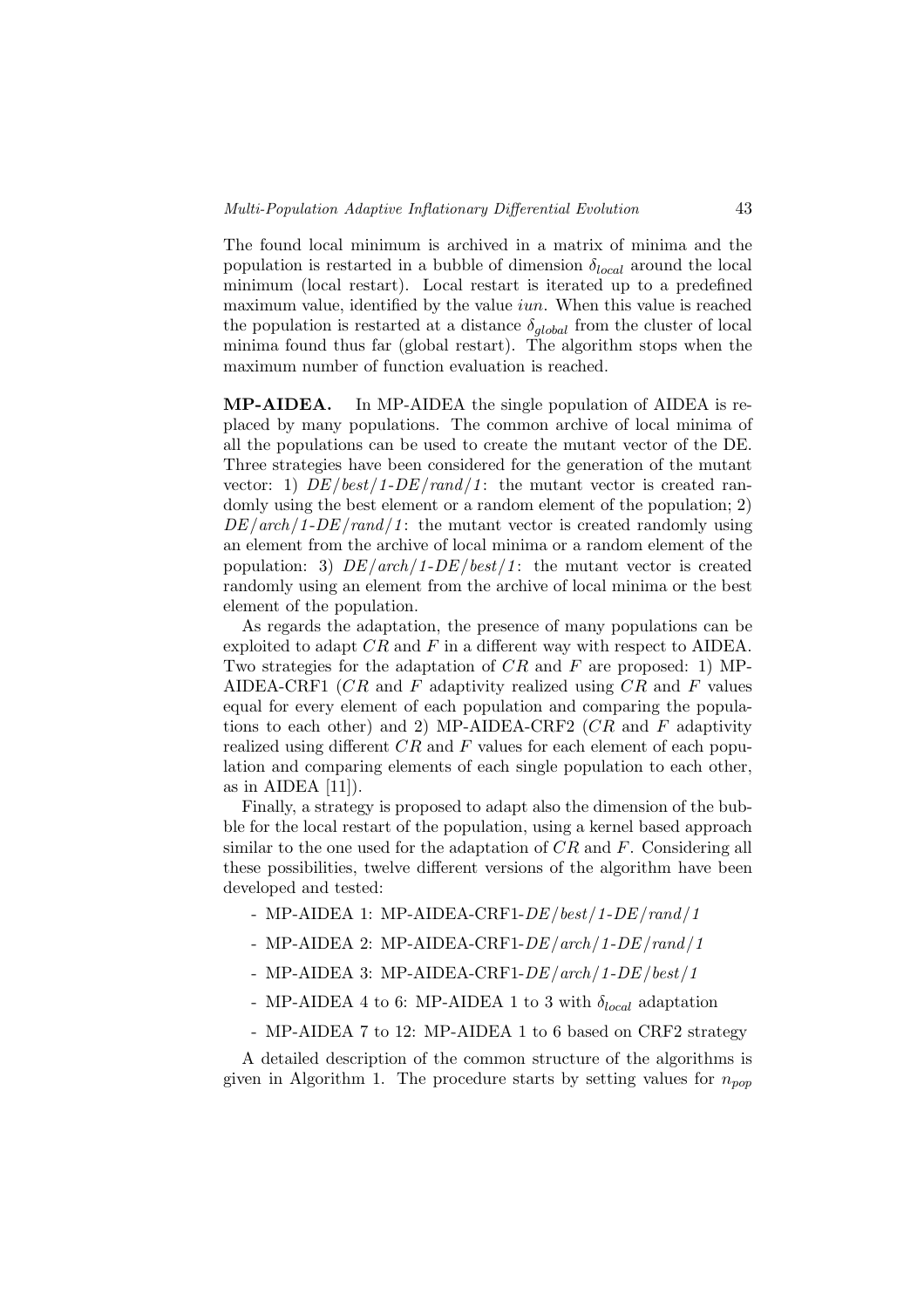The found local minimum is archived in a matrix of minima and the population is restarted in a bubble of dimension $\delta_{local}$ around the local minimum (local restart). Local restart is iterated up to a predefined maximum value, identified by the value *iun*. When this value is reached the population is restarted at a distance $\delta_{global}$ from the cluster of local minima found thus far (global restart). The algorithm stops when the maximum number of function evaluation is reached.

**MP-AIDEA.** In MP-AIDEA the single population of AIDEA is replaced by many populations. The common archive of local minima of all the populations can be used to create the mutant vector of the DE. Three strategies have been considered for the generation of the mutant vector: 1) *DE/best/1-DE/rand/1*: the mutant vector is created randomly using the best element or a random element of the population; 2) *DE/arch/1-DE/rand/1*: the mutant vector is created randomly using an element from the archive of local minima or a random element of the population: 3) *DE/arch/1-DE/best/1*: the mutant vector is created randomly using an element from the archive of local minima or the best element of the population.

As regards the adaptation, the presence of many populations can be exploited to adapt $CR$ and $F$ in a different way with respect to AIDEA. Two strategies for the adaptation of $CR$ and $F$ are proposed: 1) MP-AIDEA-CRF1 ($CR$ and $F$ adaptivity realized using $CR$ and $F$ values equal for every element of each population and comparing the populations to each other) and 2) MP-AIDEA-CRF2 ($CR$ and $F$ adaptivity realized using different $CR$ and $F$ values for each element of each population and comparing elements of each single population to each other, as in AIDEA [11]).

Finally, a strategy is proposed to adapt also the dimension of the bubble for the local restart of the population, using a kernel based approach similar to the one used for the adaptation of $CR$ and $F$. Considering all these possibilities, twelve different versions of the algorithm have been developed and tested:

- MP-AIDEA 1: MP-AIDEA-CRF1-*DE/best/1-DE/rand/1*
- MP-AIDEA 2: MP-AIDEA-CRF1-*DE/arch/1-DE/rand/1*
- MP-AIDEA 3: MP-AIDEA-CRF1-*DE/arch/1-DE/best/1*
- MP-AIDEA 4 to 6: MP-AIDEA 1 to 3 with $\delta_{local}$ adaptation
- MP-AIDEA 7 to 12: MP-AIDEA 1 to 6 based on CRF2 strategy

A detailed description of the common structure of the algorithms is given in Algorithm 1. The procedure starts by setting values for $n_{pop}$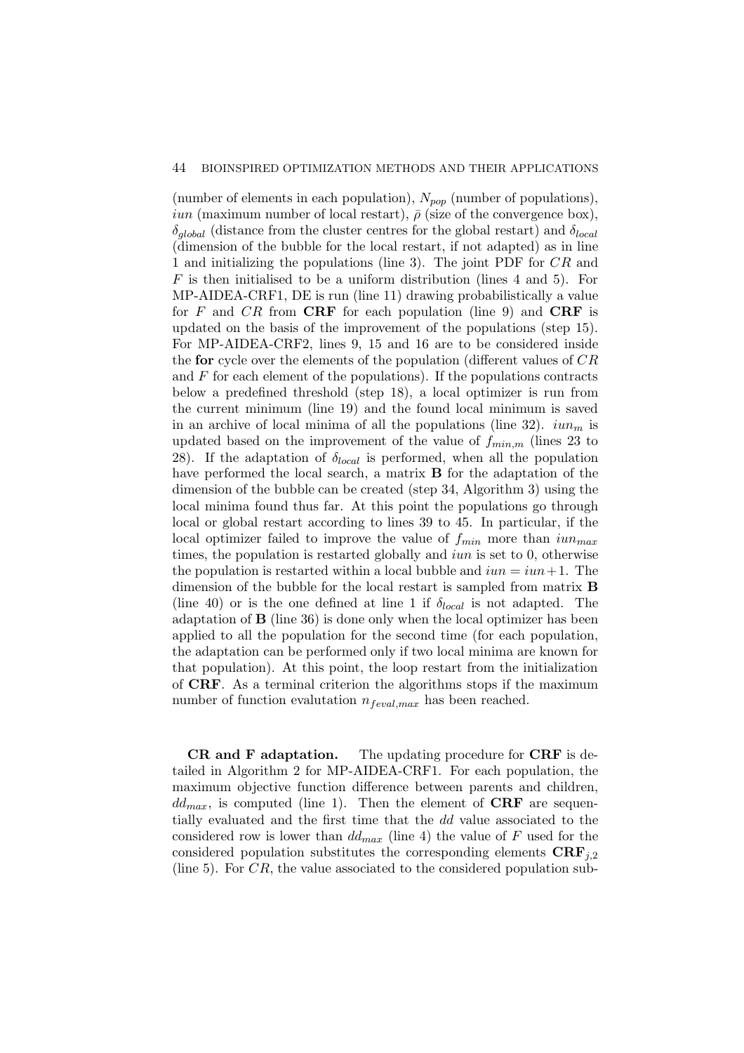(number of elements in each population), $N_{pop}$ (number of populations), $iun$ (maximum number of local restart), $\bar{\rho}$ (size of the convergence box), $\delta_{global}$ (distance from the cluster centres for the global restart) and $\delta_{local}$ (dimension of the bubble for the local restart, if not adapted) as in line 1 and initializing the populations (line 3). The joint PDF for $CR$ and $F$ is then initialised to be a uniform distribution (lines 4 and 5). For MP-AIDEA-CRF1, DE is run (line 11) drawing probabilistically a value for $F$ and $CR$ from **CRF** for each population (line 9) and **CRF** is updated on the basis of the improvement of the populations (step 15). For MP-AIDEA-CRF2, lines 9, 15 and 16 are to be considered inside the **for** cycle over the elements of the population (different values of $CR$ and $F$ for each element of the populations). If the populations contracts below a predefined threshold (step 18), a local optimizer is run from the current minimum (line 19) and the found local minimum is saved in an archive of local minima of all the populations (line 32). $iun_m$ is updated based on the improvement of the value of $f_{min,m}$ (lines 23 to 28). If the adaptation of $\delta_{local}$ is performed, when all the population have performed the local search, a matrix **B** for the adaptation of the dimension of the bubble can be created (step 34, Algorithm 3) using the local minima found thus far. At this point the populations go through local or global restart according to lines 39 to 45. In particular, if the local optimizer failed to improve the value of $f_{min}$ more than $iun_{max}$ times, the population is restarted globally and $iun$ is set to 0, otherwise the population is restarted within a local bubble and $iun = iun + 1$. The dimension of the bubble for the local restart is sampled from matrix **B** (line 40) or is the one defined at line 1 if $\delta_{local}$ is not adapted. The adaptation of **B** (line 36) is done only when the local optimizer has been applied to all the population for the second time (for each population, the adaptation can be performed only if two local minima are known for that population). At this point, the loop restart from the initialization of **CRF**. As a terminal criterion the algorithms stops if the maximum number of function evalutation $n_{feval,max}$ has been reached.

**CR and F adaptation.** The updating procedure for **CRF** is detailed in Algorithm 2 for MP-AIDEA-CRF1. For each population, the maximum objective function difference between parents and children, $dd_{max}$, is computed (line 1). Then the element of **CRF** are sequentially evaluated and the first time that the $dd$ value associated to the considered row is lower than $dd_{max}$ (line 4) the value of $F$ used for the considered population substitutes the corresponding elements $\mathbf{CRF}_{j,2}$ (line 5). For $CR$, the value associated to the considered population sub-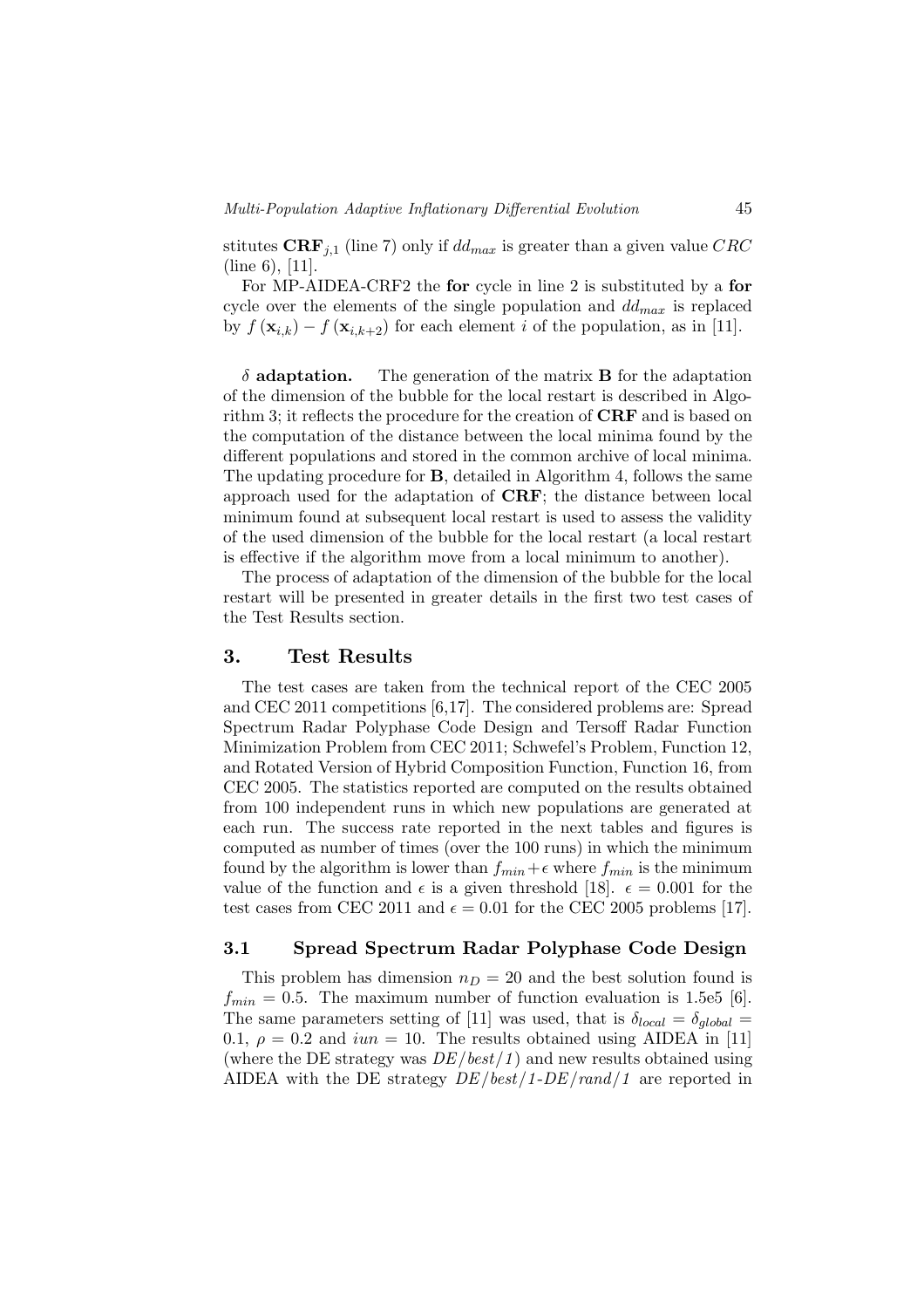stitutes $\mathbf{CRF}_{j,1}$ (line 7) only if $dd_{max}$ is greater than a given value $CRC$ (line 6), [11].

For MP-AIDEA-CRF2 the **for** cycle in line 2 is substituted by a **for** cycle over the elements of the single population and $dd_{max}$ is replaced by $f(\mathbf{x}_{i,k}) - f(\mathbf{x}_{i,k+2})$ for each element $i$ of the population, as in [11].

**$\delta$ adaptation.** The generation of the matrix $\mathbf{B}$ for the adaptation of the dimension of the bubble for the local restart is described in Algorithm 3; it reflects the procedure for the creation of **CRF** and is based on the computation of the distance between the local minima found by the different populations and stored in the common archive of local minima. The updating procedure for $\mathbf{B}$, detailed in Algorithm 4, follows the same approach used for the adaptation of **CRF**; the distance between local minimum found at subsequent local restart is used to assess the validity of the used dimension of the bubble for the local restart (a local restart is effective if the algorithm move from a local minimum to another).

The process of adaptation of the dimension of the bubble for the local restart will be presented in greater details in the first two test cases of the Test Results section.

## 3. Test Results

The test cases are taken from the technical report of the CEC 2005 and CEC 2011 competitions [6,17]. The considered problems are: Spread Spectrum Radar Polyphase Code Design and Tersoff Radar Function Minimization Problem from CEC 2011; Schwefel's Problem, Function 12, and Rotated Version of Hybrid Composition Function, Function 16, from CEC 2005. The statistics reported are computed on the results obtained from 100 independent runs in which new populations are generated at each run. The success rate reported in the next tables and figures is computed as number of times (over the 100 runs) in which the minimum found by the algorithm is lower than $f_{min} + \epsilon$ where $f_{min}$ is the minimum value of the function and $\epsilon$ is a given threshold [18]. $\epsilon = 0.001$ for the test cases from CEC 2011 and $\epsilon = 0.01$ for the CEC 2005 problems [17].

### 3.1 Spread Spectrum Radar Polyphase Code Design

This problem has dimension $n_D = 20$ and the best solution found is $f_{min} = 0.5$. The maximum number of function evaluation is 1.5e5 [6]. The same parameters setting of [11] was used, that is $\delta_{local} = \delta_{global} = 0.1$, $\rho = 0.2$ and $iun = 10$. The results obtained using AIDEA in [11] (where the DE strategy was *DE/best/1*) and new results obtained using AIDEA with the DE strategy *DE/best/1-DE/rand/1* are reported in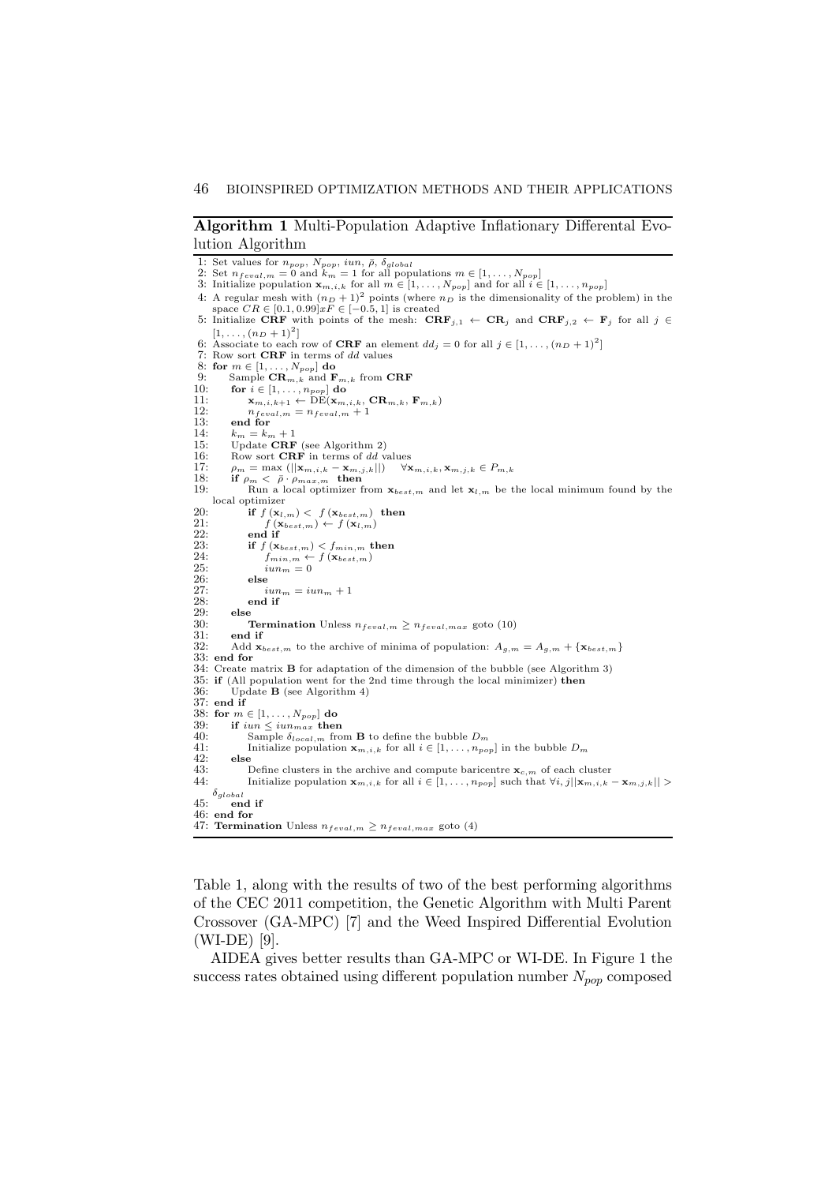**Algorithm 1** Multi-Population Adaptive Inflationary Differental Evolution Algorithm

```
1: Set values for n_pop, N_pop, iun, ρ̄, δ_global
2: Set n_feval,m = 0 and k_m = 1 for all populations m ∈ [1,...,N_pop]
3: Initialize population x_m,i,k for all m ∈ [1,...,N_pop] and for all i ∈ [1,...,n_pop]
4: A regular mesh with (n_D + 1)^2 points (where n_D is the dimensionality of the problem) in the
   space CR ∈ [0.1, 0.99]xF ∈ [−0.5, 1] is created
5: Initialize CRF with points of the mesh: CRF_j,1 ← CR_j and CRF_j,2 ← F_j for all j ∈
   [1,...,(n_D + 1)^2]
6: Associate to each row of CRF an element dd_j = 0 for all j ∈ [1,...,(n_D + 1)^2]
7: Row sort CRF in terms of dd values
8: for m ∈ [1,...,N_pop] do
9:     Sample CR_m,k and F_m,k from CRF
10:    for i ∈ [1,...,n_pop] do
11:        x_m,i,k+1 ← DE(x_m,i,k, CR_m,k, F_m,k)
12:        n_feval,m = n_feval,m + 1
13:    end for
14:    k_m = k_m + 1
15:    Update CRF (see Algorithm 2)
16:    Row sort CRF in terms of dd values
17:    ρ_m = max (||x_m,i,k − x_m,j,k||)   ∀x_m,i,k, x_m,j,k ∈ P_m,k
18:    if ρ_m < ρ̄ · ρ_max,m then
19:        Run a local optimizer from x_best,m and let x_l,m be the local minimum found by the
   local optimizer
20:        if f(x_l,m) < f(x_best,m) then
21:            f(x_best,m) ← f(x_l,m)
22:        end if
23:        if f(x_best,m) < f_min,m then
24:            f_min,m ← f(x_best,m)
25:            iun_m = 0
26:        else
27:            iun_m = iun_m + 1
28:        end if
29:    else
30:        Termination Unless n_feval,m ≥ n_feval,max goto (10)
31:    end if
32:    Add x_best,m to the archive of minima of population: A_g,m = A_g,m + {x_best,m}
33: end for
34: Create matrix B for adaptation of the dimension of the bubble (see Algorithm 3)
35: if (All population went for the 2nd time through the local minimizer) then
36:     Update B (see Algorithm 4)
37: end if
38: for m ∈ [1,...,N_pop] do
39:     if iun ≤ iun_max then
40:         Sample δ_local,m from B to define the bubble D_m
41:         Initialize population x_m,i,k for all i ∈ [1,...,n_pop] in the bubble D_m
42:     else
43:         Define clusters in the archive and compute baricentre x_c,m of each cluster
44:         Initialize population x_m,i,k for all i ∈ [1,...,n_pop] such that ∀i, j||x_m,i,k − x_m,j,k|| >
   δ_global
45:     end if
46: end for
47: Termination Unless n_feval,m ≥ n_feval,max goto (4)
```

Table 1, along with the results of two of the best performing algorithms of the CEC 2011 competition, the Genetic Algorithm with Multi Parent Crossover (GA-MPC) [7] and the Weed Inspired Differential Evolution (WI-DE) [9].

AIDEA gives better results than GA-MPC or WI-DE. In Figure 1 the success rates obtained using different population number $N_{pop}$ composed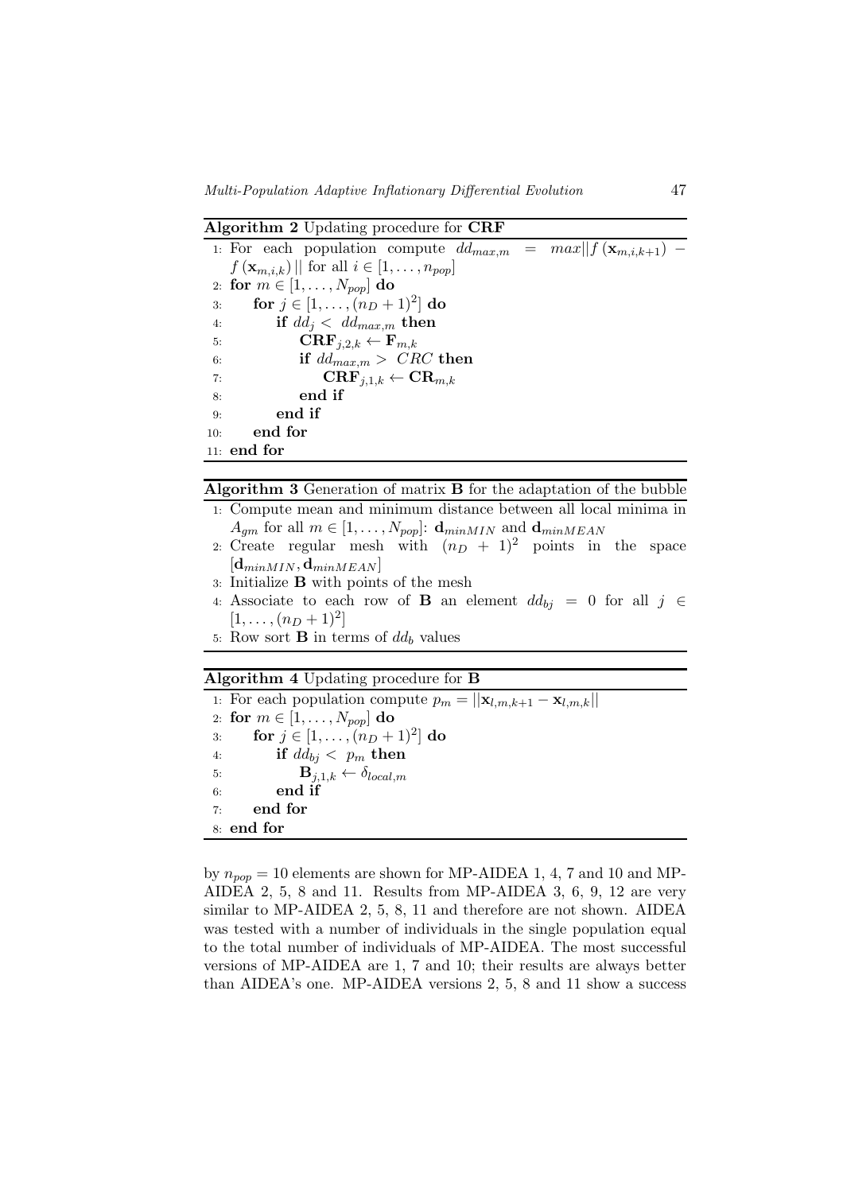**Algorithm 2** Updating procedure for **CRF**

1: For each population compute $dd_{max,m} = max||f(\mathbf{x}_{m,i,k+1}) - f(\mathbf{x}_{m,i,k})||$ for all $i \in [1,\ldots,n_{pop}]$
2: **for** $m \in [1,\ldots,N_{pop}]$ **do**
3: &nbsp;&nbsp;&nbsp;&nbsp;**for** $j \in [1,\ldots,(n_D+1)^2]$ **do**
4: &nbsp;&nbsp;&nbsp;&nbsp;&nbsp;&nbsp;&nbsp;&nbsp;**if** $dd_j < dd_{max,m}$ **then**
5: &nbsp;&nbsp;&nbsp;&nbsp;&nbsp;&nbsp;&nbsp;&nbsp;&nbsp;&nbsp;&nbsp;&nbsp;$\mathbf{CRF}_{j,2,k} \leftarrow \mathbf{F}_{m,k}$
6: &nbsp;&nbsp;&nbsp;&nbsp;&nbsp;&nbsp;&nbsp;&nbsp;&nbsp;&nbsp;&nbsp;&nbsp;**if** $dd_{max,m} > CRC$ **then**
7: &nbsp;&nbsp;&nbsp;&nbsp;&nbsp;&nbsp;&nbsp;&nbsp;&nbsp;&nbsp;&nbsp;&nbsp;&nbsp;&nbsp;&nbsp;&nbsp;$\mathbf{CRF}_{j,1,k} \leftarrow \mathbf{CR}_{m,k}$
8: &nbsp;&nbsp;&nbsp;&nbsp;&nbsp;&nbsp;&nbsp;&nbsp;&nbsp;&nbsp;&nbsp;&nbsp;**end if**
9: &nbsp;&nbsp;&nbsp;&nbsp;&nbsp;&nbsp;&nbsp;&nbsp;**end if**
10: &nbsp;&nbsp;&nbsp;&nbsp;**end for**
11: **end for**

**Algorithm 3** Generation of matrix **B** for the adaptation of the bubble

1: Compute mean and minimum distance between all local minima in $A_{gm}$ for all $m \in [1,\ldots,N_{pop}]$: $\mathbf{d}_{minMIN}$ and $\mathbf{d}_{minMEAN}$
2: Create regular mesh with $(n_D+1)^2$ points in the space $[\mathbf{d}_{minMIN}, \mathbf{d}_{minMEAN}]$
3: Initialize **B** with points of the mesh
4: Associate to each row of **B** an element $dd_{bj} = 0$ for all $j \in [1,\ldots,(n_D+1)^2]$
5: Row sort **B** in terms of $dd_b$ values

**Algorithm 4** Updating procedure for **B**

1: For each population compute $p_m = ||\mathbf{x}_{l,m,k+1} - \mathbf{x}_{l,m,k}||$
2: **for** $m \in [1,\ldots,N_{pop}]$ **do**
3: &nbsp;&nbsp;&nbsp;&nbsp;**for** $j \in [1,\ldots,(n_D+1)^2]$ **do**
4: &nbsp;&nbsp;&nbsp;&nbsp;&nbsp;&nbsp;&nbsp;&nbsp;**if** $dd_{bj} < p_m$ **then**
5: &nbsp;&nbsp;&nbsp;&nbsp;&nbsp;&nbsp;&nbsp;&nbsp;&nbsp;&nbsp;&nbsp;&nbsp;$\mathbf{B}_{j,1,k} \leftarrow \delta_{local,m}$
6: &nbsp;&nbsp;&nbsp;&nbsp;&nbsp;&nbsp;&nbsp;&nbsp;**end if**
7: &nbsp;&nbsp;&nbsp;&nbsp;**end for**
8: **end for**

by $n_{pop} = 10$ elements are shown for MP-AIDEA 1, 4, 7 and 10 and MP-AIDEA 2, 5, 8 and 11. Results from MP-AIDEA 3, 6, 9, 12 are very similar to MP-AIDEA 2, 5, 8, 11 and therefore are not shown. AIDEA was tested with a number of individuals in the single population equal to the total number of individuals of MP-AIDEA. The most successful versions of MP-AIDEA are 1, 7 and 10; their results are always better than AIDEA's one. MP-AIDEA versions 2, 5, 8 and 11 show a success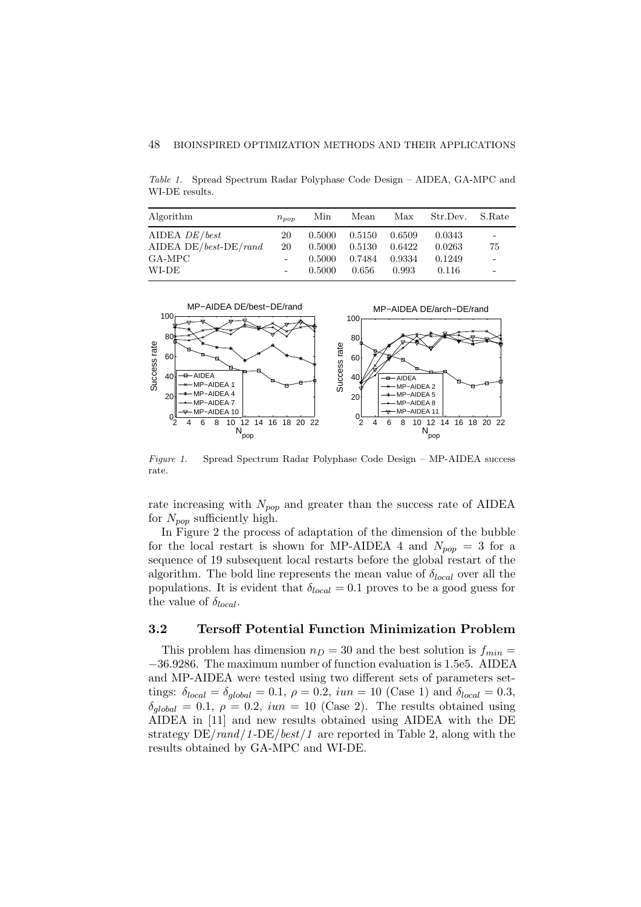*Table 1.* Spread Spectrum Radar Polyphase Code Design – AIDEA, GA-MPC and WI-DE results.

| Algorithm | $n_{pop}$ | Min | Mean | Max | Str.Dev. | S.Rate |
|---|---|---|---|---|---|---|
| AIDEA *DE/best* | 20 | 0.5000 | 0.5150 | 0.6509 | 0.0343 | - |
| AIDEA DE/*best*-DE/*rand* | 20 | 0.5000 | 0.5130 | 0.6422 | 0.0263 | 75 |
| GA-MPC | - | 0.5000 | 0.7484 | 0.9334 | 0.1249 | - |
| WI-DE | - | 0.5000 | 0.656 | 0.993 | 0.116 | - |

*Figure 1.* Spread Spectrum Radar Polyphase Code Design – MP-AIDEA success rate.

rate increasing with $N_{pop}$ and greater than the success rate of AIDEA for $N_{pop}$ sufficiently high.

In Figure 2 the process of adaptation of the dimension of the bubble for the local restart is shown for MP-AIDEA 4 and $N_{pop} = 3$ for a sequence of 19 subsequent local restarts before the global restart of the algorithm. The bold line represents the mean value of $\delta_{local}$ over all the populations. It is evident that $\delta_{local} = 0.1$ proves to be a good guess for the value of $\delta_{local}$.

### 3.2 Tersoff Potential Function Minimization Problem

This problem has dimension $n_D = 30$ and the best solution is $f_{min} = -36.9286$. The maximum number of function evaluation is 1.5e5. AIDEA and MP-AIDEA were tested using two different sets of parameters settings: $\delta_{local} = \delta_{global} = 0.1$, $\rho = 0.2$, $iun = 10$ (Case 1) and $\delta_{local} = 0.3$, $\delta_{global} = 0.1$, $\rho = 0.2$, $iun = 10$ (Case 2). The results obtained using AIDEA in [11] and new results obtained using AIDEA with the DE strategy DE/*rand/1*-DE/*best/1* are reported in Table 2, along with the results obtained by GA-MPC and WI-DE.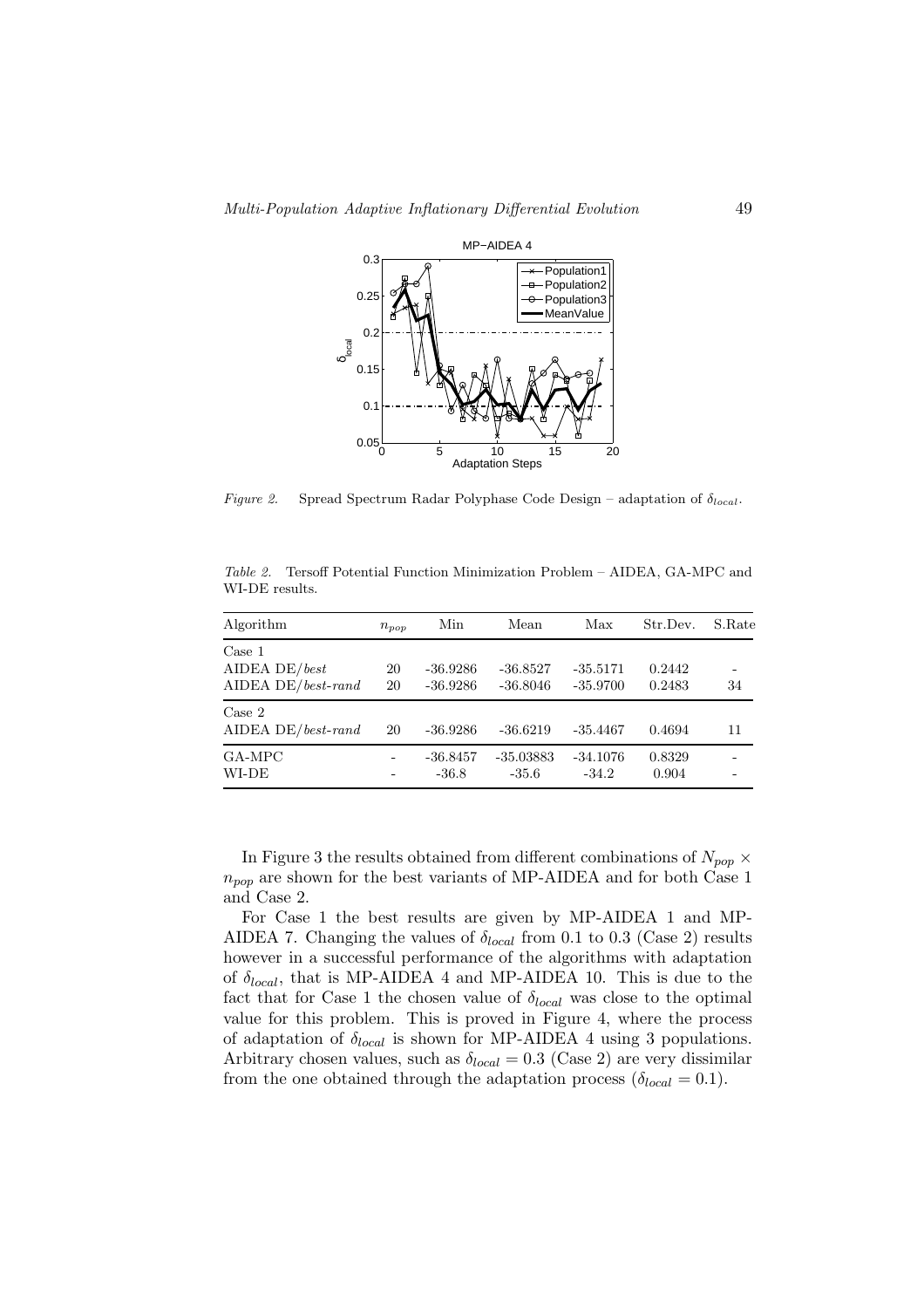*Figure 2.* Spread Spectrum Radar Polyphase Code Design – adaptation of $\delta_{local}$.

*Table 2.* Tersoff Potential Function Minimization Problem – AIDEA, GA-MPC and WI-DE results.

| Algorithm | $n_{pop}$ | Min | Mean | Max | Str.Dev. | S.Rate |
|---|---|---|---|---|---|---|
| Case 1 | | | | | | |
| AIDEA DE/*best* | 20 | -36.9286 | -36.8527 | -35.5171 | 0.2442 | - |
| AIDEA DE/*best-rand* | 20 | -36.9286 | -36.8046 | -35.9700 | 0.2483 | 34 |
| Case 2 | | | | | | |
| AIDEA DE/*best-rand* | 20 | -36.9286 | -36.6219 | -35.4467 | 0.4694 | 11 |
| GA-MPC | - | -36.8457 | -35.03883 | -34.1076 | 0.8329 | - |
| WI-DE | - | -36.8 | -35.6 | -34.2 | 0.904 | - |

In Figure 3 the results obtained from different combinations of $N_{pop} \times n_{pop}$ are shown for the best variants of MP-AIDEA and for both Case 1 and Case 2.

For Case 1 the best results are given by MP-AIDEA 1 and MP-AIDEA 7. Changing the values of $\delta_{local}$ from 0.1 to 0.3 (Case 2) results however in a successful performance of the algorithms with adaptation of $\delta_{local}$, that is MP-AIDEA 4 and MP-AIDEA 10. This is due to the fact that for Case 1 the chosen value of $\delta_{local}$ was close to the optimal value for this problem. This is proved in Figure 4, where the process of adaptation of $\delta_{local}$ is shown for MP-AIDEA 4 using 3 populations. Arbitrary chosen values, such as $\delta_{local} = 0.3$ (Case 2) are very dissimilar from the one obtained through the adaptation process ($\delta_{local} = 0.1$).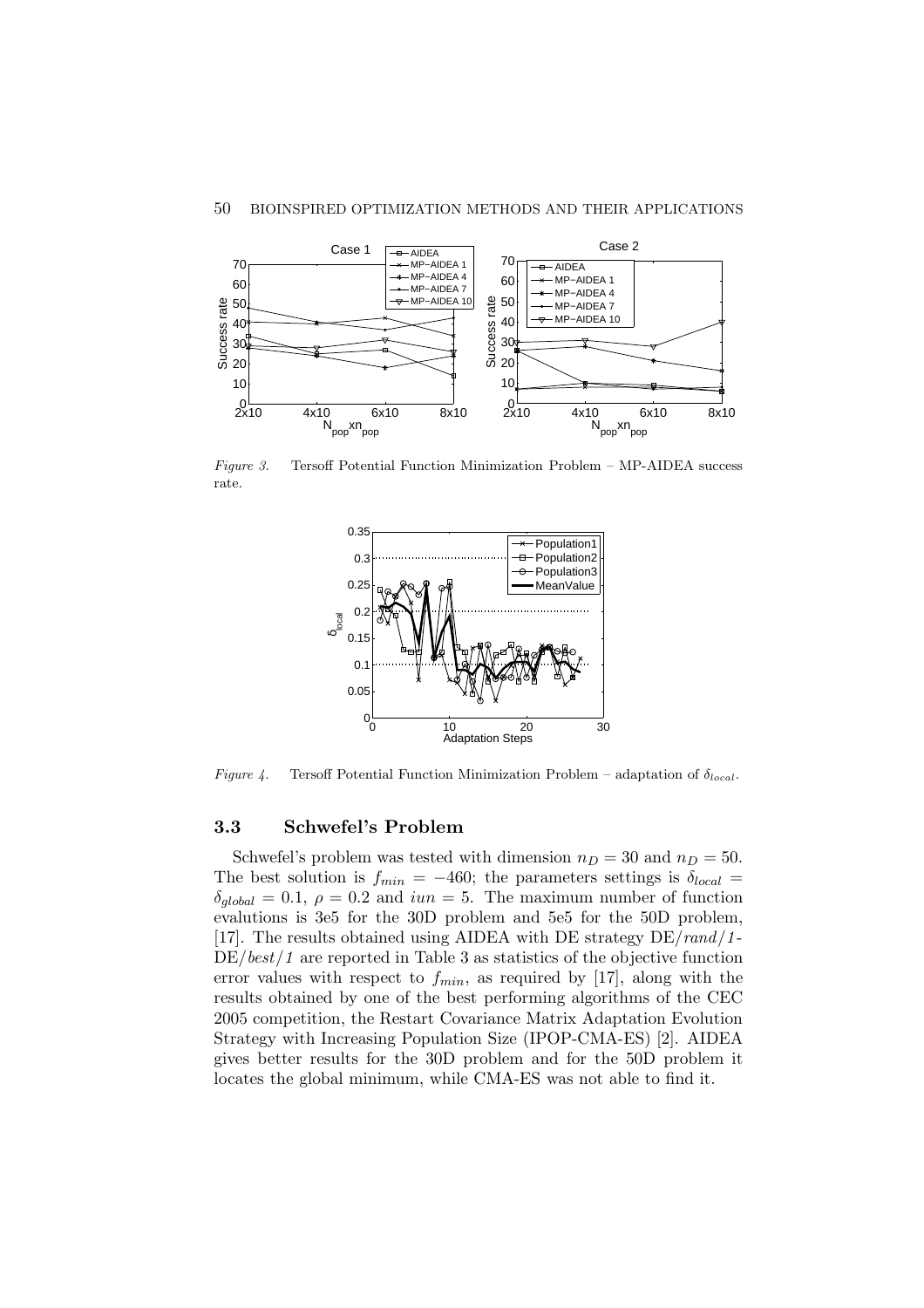*Figure 3.* Tersoff Potential Function Minimization Problem – MP-AIDEA success rate.

*Figure 4.* Tersoff Potential Function Minimization Problem – adaptation of $\delta_{local}$.

### 3.3 Schwefel's Problem

Schwefel's problem was tested with dimension $n_D = 30$ and $n_D = 50$. The best solution is $f_{min} = -460$; the parameters settings is $\delta_{local} = \delta_{global} = 0.1$, $\rho = 0.2$ and $iun = 5$. The maximum number of function evalutions is 3e5 for the 30D problem and 5e5 for the 50D problem, [17]. The results obtained using AIDEA with DE strategy DE/*rand*/*1*-DE/*best*/*1* are reported in Table 3 as statistics of the objective function error values with respect to $f_{min}$, as required by [17], along with the results obtained by one of the best performing algorithms of the CEC 2005 competition, the Restart Covariance Matrix Adaptation Evolution Strategy with Increasing Population Size (IPOP-CMA-ES) [2]. AIDEA gives better results for the 30D problem and for the 50D problem it locates the global minimum, while CMA-ES was not able to find it.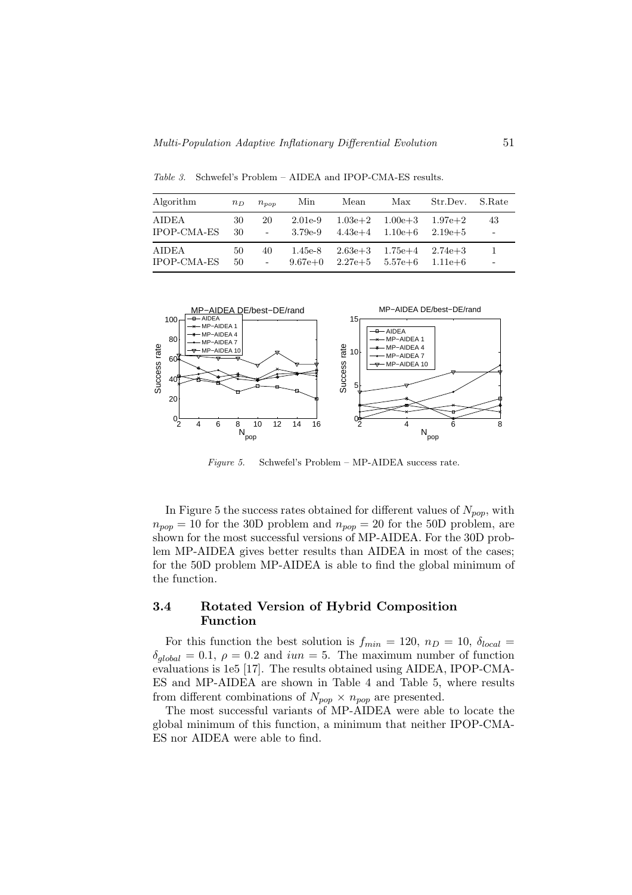*Table 3.* Schwefel's Problem – AIDEA and IPOP-CMA-ES results.

| Algorithm | $n_D$ | $n_{pop}$ | Min | Mean | Max | Str.Dev. | S.Rate |
|---|---|---|---|---|---|---|---|
| AIDEA | 30 | 20 | 2.01e-9 | 1.03e+2 | 1.00e+3 | 1.97e+2 | 43 |
| IPOP-CMA-ES | 30 | - | 3.79e-9 | 4.43e+4 | 1.10e+6 | 2.19e+5 | - |
| AIDEA | 50 | 40 | 1.45e-8 | 2.63e+3 | 1.75e+4 | 2.74e+3 | 1 |
| IPOP-CMA-ES | 50 | - | 9.67e+0 | 2.27e+5 | 5.57e+6 | 1.11e+6 | - |

*Figure 5.* Schwefel's Problem – MP-AIDEA success rate.

In Figure 5 the success rates obtained for different values of $N_{pop}$, with $n_{pop} = 10$ for the 30D problem and $n_{pop} = 20$ for the 50D problem, are shown for the most successful versions of MP-AIDEA. For the 30D problem MP-AIDEA gives better results than AIDEA in most of the cases; for the 50D problem MP-AIDEA is able to find the global minimum of the function.

### 3.4 Rotated Version of Hybrid Composition Function

For this function the best solution is $f_{min} = 120$, $n_D = 10$, $\delta_{local} = \delta_{global} = 0.1$, $\rho = 0.2$ and $iun = 5$. The maximum number of function evaluations is 1e5 [17]. The results obtained using AIDEA, IPOP-CMA-ES and MP-AIDEA are shown in Table 4 and Table 5, where results from different combinations of $N_{pop} \times n_{pop}$ are presented.

The most successful variants of MP-AIDEA were able to locate the global minimum of this function, a minimum that neither IPOP-CMA-ES nor AIDEA were able to find.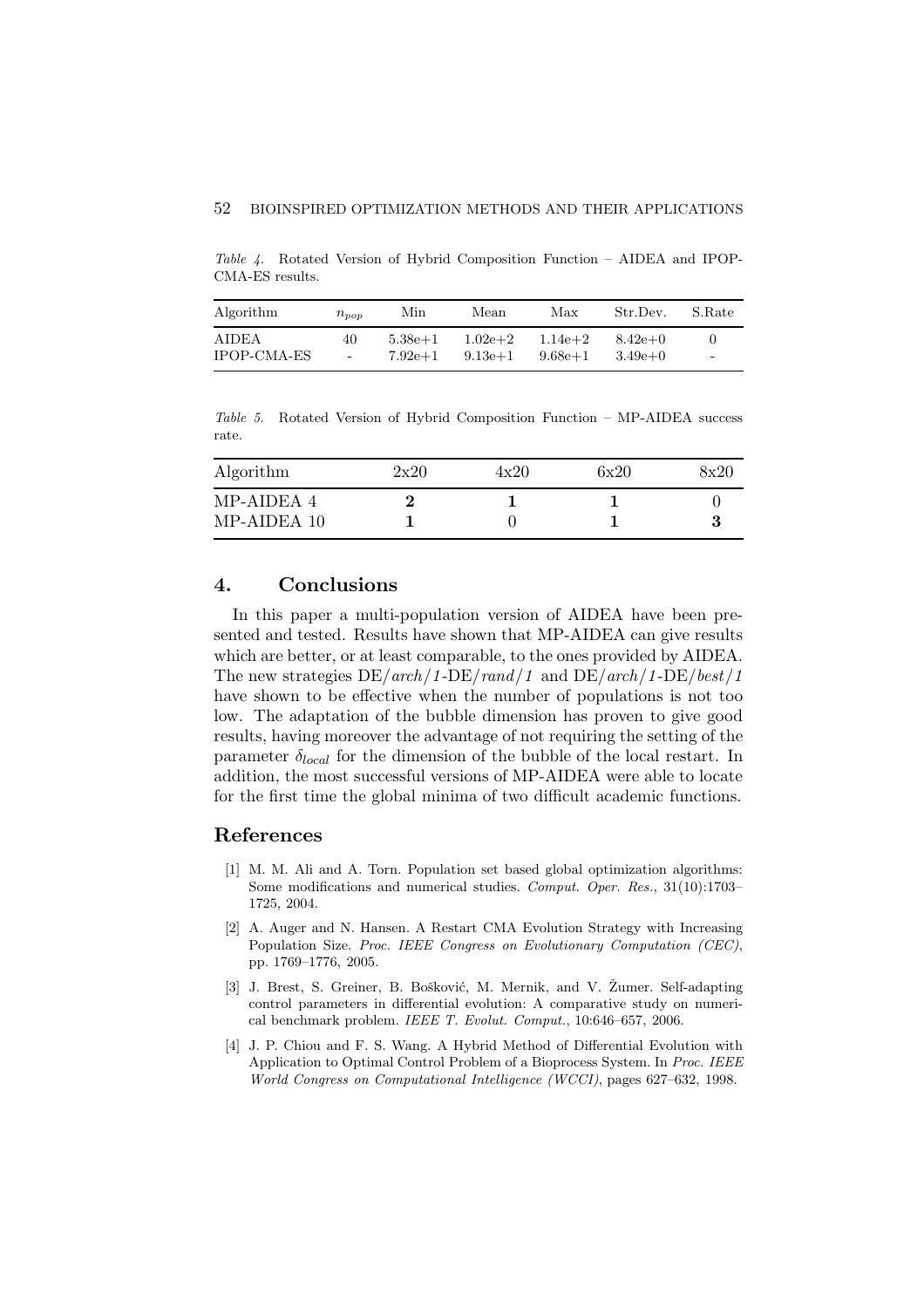*Table 4.* Rotated Version of Hybrid Composition Function – AIDEA and IPOP-CMA-ES results.

| Algorithm | $n_{pop}$ | Min | Mean | Max | Str.Dev. | S.Rate |
|---|---|---|---|---|---|---|
| AIDEA | 40 | 5.38e+1 | 1.02e+2 | 1.14e+2 | 8.42e+0 | 0 |
| IPOP-CMA-ES | - | 7.92e+1 | 9.13e+1 | 9.68e+1 | 3.49e+0 | - |

*Table 5.* Rotated Version of Hybrid Composition Function – MP-AIDEA success rate.

| Algorithm | 2x20 | 4x20 | 6x20 | 8x20 |
|---|---|---|---|---|
| MP-AIDEA 4 | **2** | **1** | **1** | 0 |
| MP-AIDEA 10 | **1** | 0 | **1** | **3** |

## 4. Conclusions

In this paper a multi-population version of AIDEA have been presented and tested. Results have shown that MP-AIDEA can give results which are better, or at least comparable, to the ones provided by AIDEA. The new strategies DE/*arch*/*1*-DE/*rand*/*1* and DE/*arch*/*1*-DE/*best*/*1* have shown to be effective when the number of populations is not too low. The adaptation of the bubble dimension has proven to give good results, having moreover the advantage of not requiring the setting of the parameter $\delta_{local}$ for the dimension of the bubble of the local restart. In addition, the most successful versions of MP-AIDEA were able to locate for the first time the global minima of two difficult academic functions.

## References

[1] M. M. Ali and A. Torn. Population set based global optimization algorithms: Some modifications and numerical studies. *Comput. Oper. Res.*, 31(10):1703–1725, 2004.

[2] A. Auger and N. Hansen. A Restart CMA Evolution Strategy with Increasing Population Size. *Proc. IEEE Congress on Evolutionary Computation (CEC)*, pp. 1769–1776, 2005.

[3] J. Brest, S. Greiner, B. Bošković, M. Mernik, and V. Žumer. Self-adapting control parameters in differential evolution: A comparative study on numerical benchmark problem. *IEEE T. Evolut. Comput.*, 10:646–657, 2006.

[4] J. P. Chiou and F. S. Wang. A Hybrid Method of Differential Evolution with Application to Optimal Control Problem of a Bioprocess System. In *Proc. IEEE World Congress on Computational Intelligence (WCCI)*, pages 627–632, 1998.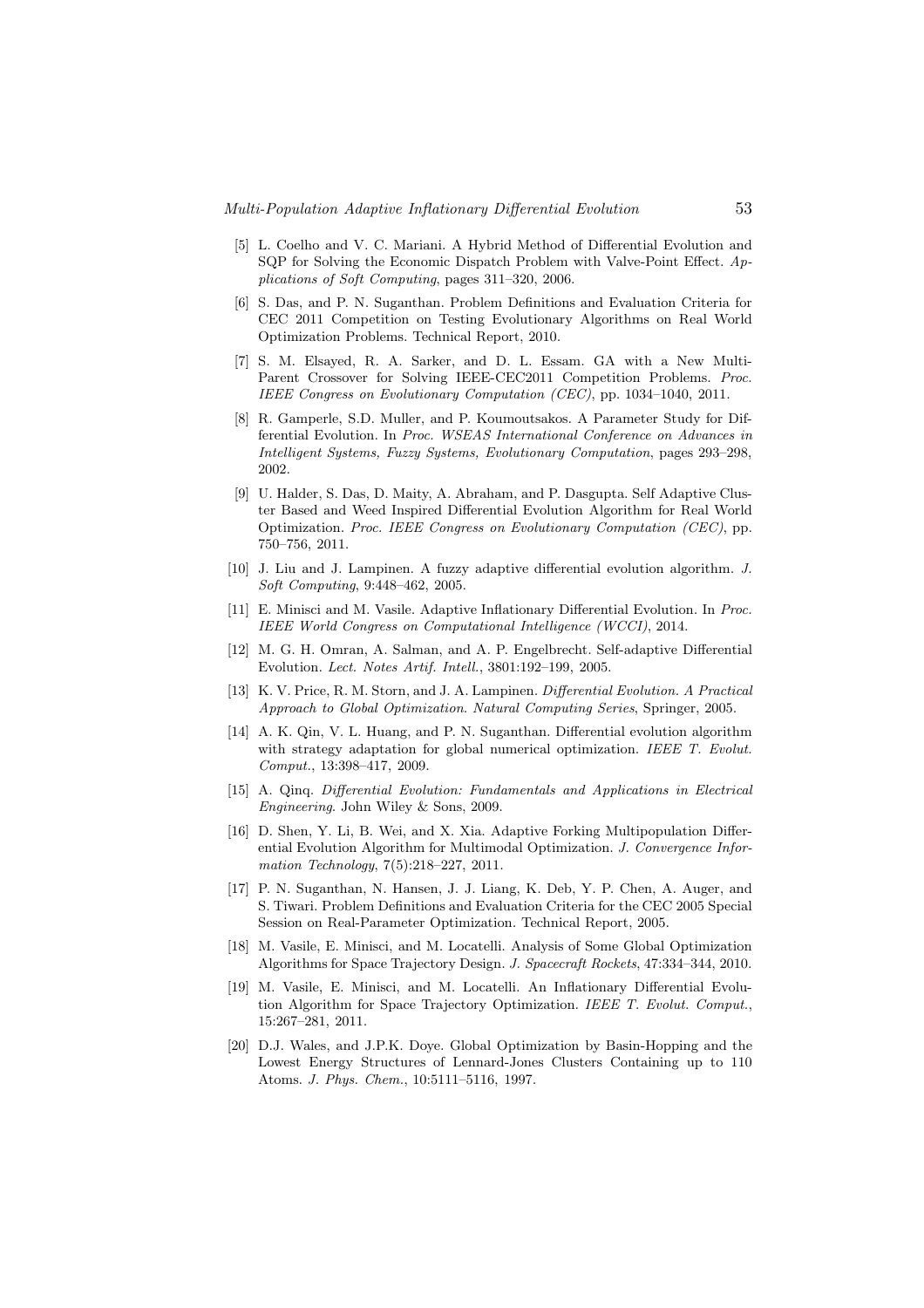[5] L. Coelho and V. C. Mariani. A Hybrid Method of Differential Evolution and SQP for Solving the Economic Dispatch Problem with Valve-Point Effect. *Applications of Soft Computing*, pages 311–320, 2006.

[6] S. Das, and P. N. Suganthan. Problem Definitions and Evaluation Criteria for CEC 2011 Competition on Testing Evolutionary Algorithms on Real World Optimization Problems. Technical Report, 2010.

[7] S. M. Elsayed, R. A. Sarker, and D. L. Essam. GA with a New Multi-Parent Crossover for Solving IEEE-CEC2011 Competition Problems. *Proc. IEEE Congress on Evolutionary Computation (CEC)*, pp. 1034–1040, 2011.

[8] R. Gamperle, S.D. Muller, and P. Koumoutsakos. A Parameter Study for Differential Evolution. In *Proc. WSEAS International Conference on Advances in Intelligent Systems, Fuzzy Systems, Evolutionary Computation*, pages 293–298, 2002.

[9] U. Halder, S. Das, D. Maity, A. Abraham, and P. Dasgupta. Self Adaptive Cluster Based and Weed Inspired Differential Evolution Algorithm for Real World Optimization. *Proc. IEEE Congress on Evolutionary Computation (CEC)*, pp. 750–756, 2011.

[10] J. Liu and J. Lampinen. A fuzzy adaptive differential evolution algorithm. *J. Soft Computing*, 9:448–462, 2005.

[11] E. Minisci and M. Vasile. Adaptive Inflationary Differential Evolution. In *Proc. IEEE World Congress on Computational Intelligence (WCCI)*, 2014.

[12] M. G. H. Omran, A. Salman, and A. P. Engelbrecht. Self-adaptive Differential Evolution. *Lect. Notes Artif. Intell.*, 3801:192–199, 2005.

[13] K. V. Price, R. M. Storn, and J. A. Lampinen. *Differential Evolution. A Practical Approach to Global Optimization. Natural Computing Series*, Springer, 2005.

[14] A. K. Qin, V. L. Huang, and P. N. Suganthan. Differential evolution algorithm with strategy adaptation for global numerical optimization. *IEEE T. Evolut. Comput.*, 13:398–417, 2009.

[15] A. Qinq. *Differential Evolution: Fundamentals and Applications in Electrical Engineering*. John Wiley & Sons, 2009.

[16] D. Shen, Y. Li, B. Wei, and X. Xia. Adaptive Forking Multipopulation Differential Evolution Algorithm for Multimodal Optimization. *J. Convergence Information Technology*, 7(5):218–227, 2011.

[17] P. N. Suganthan, N. Hansen, J. J. Liang, K. Deb, Y. P. Chen, A. Auger, and S. Tiwari. Problem Definitions and Evaluation Criteria for the CEC 2005 Special Session on Real-Parameter Optimization. Technical Report, 2005.

[18] M. Vasile, E. Minisci, and M. Locatelli. Analysis of Some Global Optimization Algorithms for Space Trajectory Design. *J. Spacecraft Rockets*, 47:334–344, 2010.

[19] M. Vasile, E. Minisci, and M. Locatelli. An Inflationary Differential Evolution Algorithm for Space Trajectory Optimization. *IEEE T. Evolut. Comput.*, 15:267–281, 2011.

[20] D.J. Wales, and J.P.K. Doye. Global Optimization by Basin-Hopping and the Lowest Energy Structures of Lennard-Jones Clusters Containing up to 110 Atoms. *J. Phys. Chem.*, 10:5111–5116, 1997.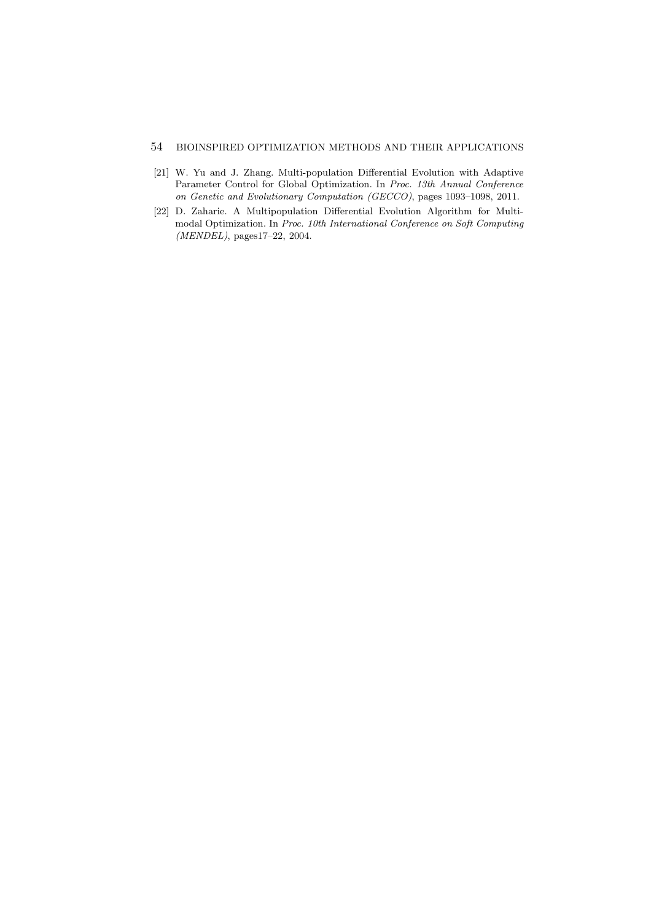[21] W. Yu and J. Zhang. Multi-population Differential Evolution with Adaptive Parameter Control for Global Optimization. In *Proc. 13th Annual Conference on Genetic and Evolutionary Computation (GECCO)*, pages 1093–1098, 2011.

[22] D. Zaharie. A Multipopulation Differential Evolution Algorithm for Multimodal Optimization. In *Proc. 10th International Conference on Soft Computing (MENDEL)*, pages17–22, 2004.